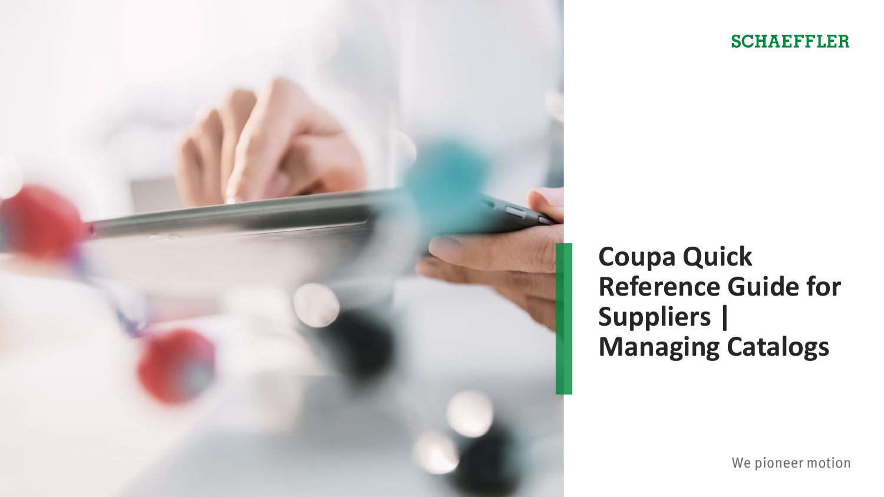SCHAEFFLER

# Coupa Quick Reference Guide for Suppliers | Managing Catalogs

We pioneer motion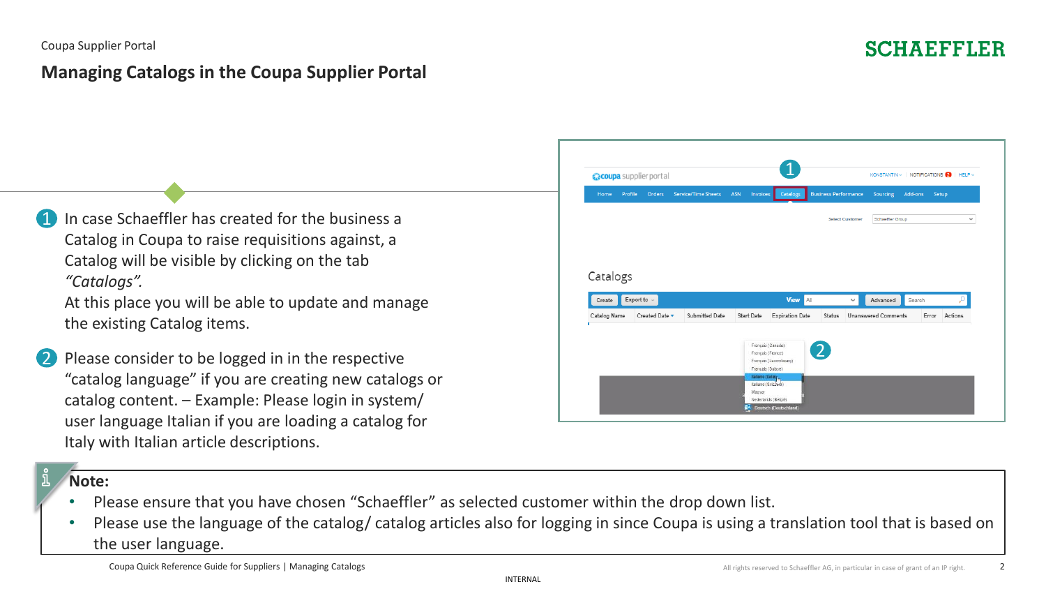Coupa Supplier Portal

# Managing Catalogs in the Coupa Supplier Portal

1. In case Schaeffler has created for the business a Catalog in Coupa to raise requisitions against, a Catalog will be visible by clicking on the tab *"Catalogs"*.
   At this place you will be able to update and manage the existing Catalog items.

2. Please consider to be logged in in the respective "catalog language" if you are creating new catalogs or catalog content. – Example: Please login in system/ user language Italian if you are loading a catalog for Italy with Italian article descriptions.

**Note:**

- Please ensure that you have chosen "Schaeffler" as selected customer within the drop down list.
- Please use the language of the catalog/ catalog articles also for logging in since Coupa is using a translation tool that is based on the user language.

Coupa Quick Reference Guide for Suppliers | Managing Catalogs

INTERNAL

All rights reserved to Schaeffler AG, in particular in case of grant of an IP right.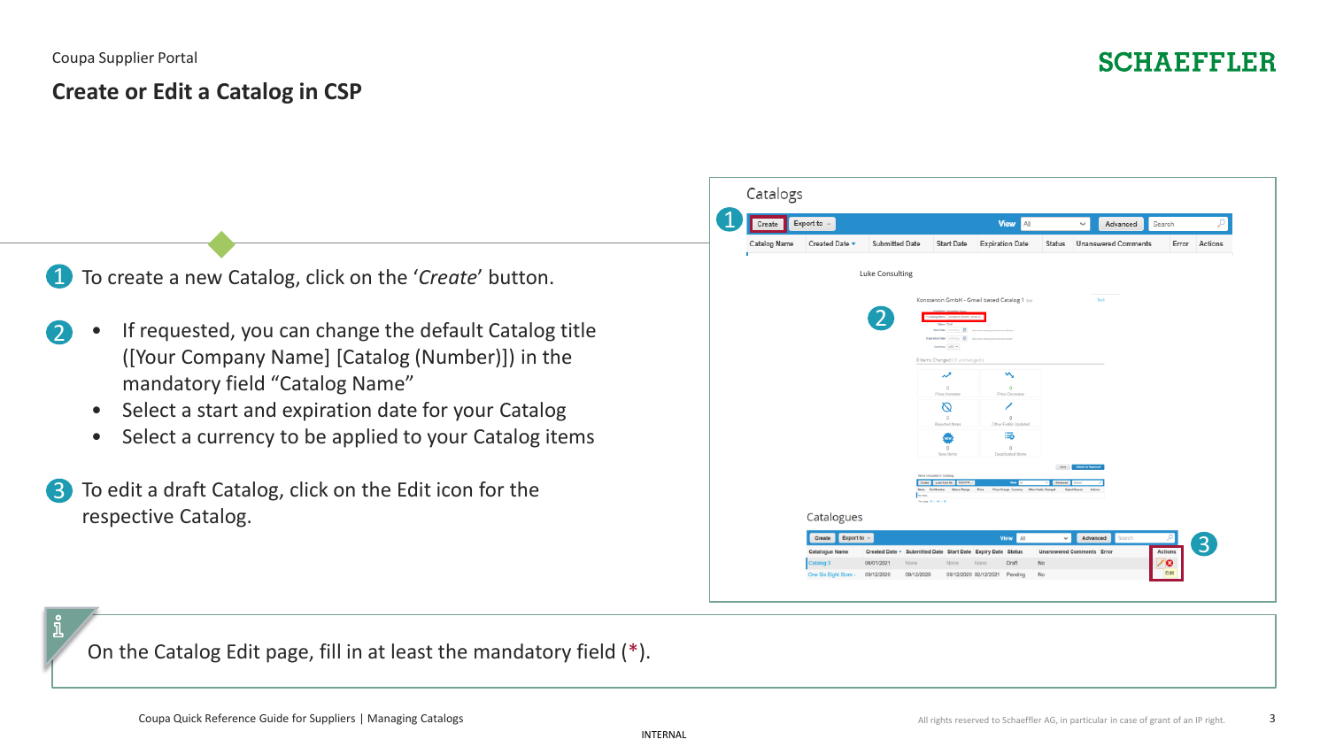Coupa Supplier Portal

# Create or Edit a Catalog in CSP

1 To create a new Catalog, click on the '*Create*' button.

2
- If requested, you can change the default Catalog title ([Your Company Name] [Catalog (Number)]) in the mandatory field "Catalog Name"
- Select a start and expiration date for your Catalog
- Select a currency to be applied to your Catalog items

3 To edit a draft Catalog, click on the Edit icon for the respective Catalog.

On the Catalog Edit page, fill in at least the mandatory field (*).

Coupa Quick Reference Guide for Suppliers | Managing Catalogs

INTERNAL

All rights reserved to Schaeffler AG, in particular in case of grant of an IP right.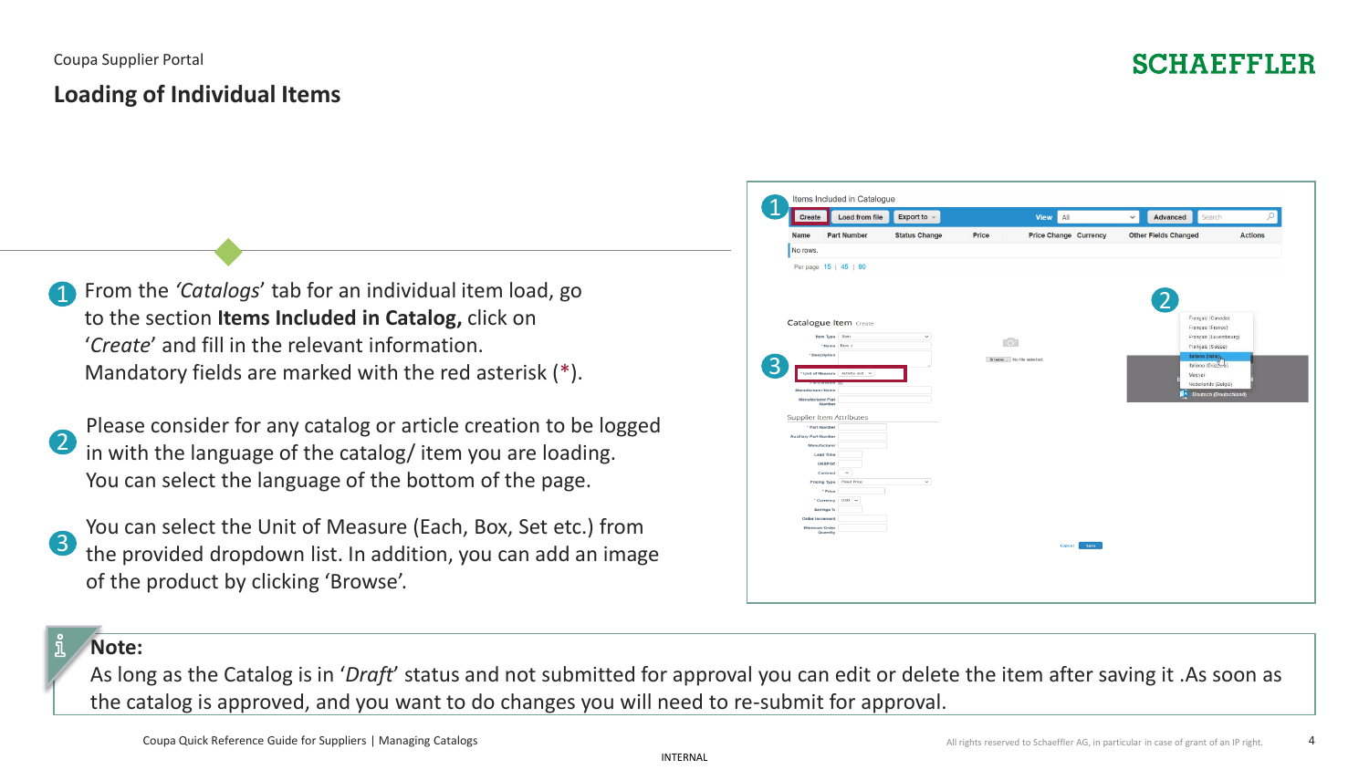Coupa Supplier Portal

# Loading of Individual Items

1. From the *'Catalogs'* tab for an individual item load, go to the section **Items Included in Catalog,** click on '*Create*' and fill in the relevant information. Mandatory fields are marked with the red asterisk (*).

2. Please consider for any catalog or article creation to be logged in with the language of the catalog/ item you are loading. You can select the language of the bottom of the page.

3. You can select the Unit of Measure (Each, Box, Set etc.) from the provided dropdown list. In addition, you can add an image of the product by clicking 'Browse'.

**Note:**

As long as the Catalog is in '*Draft*' status and not submitted for approval you can edit or delete the item after saving it .As soon as the catalog is approved, and you want to do changes you will need to re-submit for approval.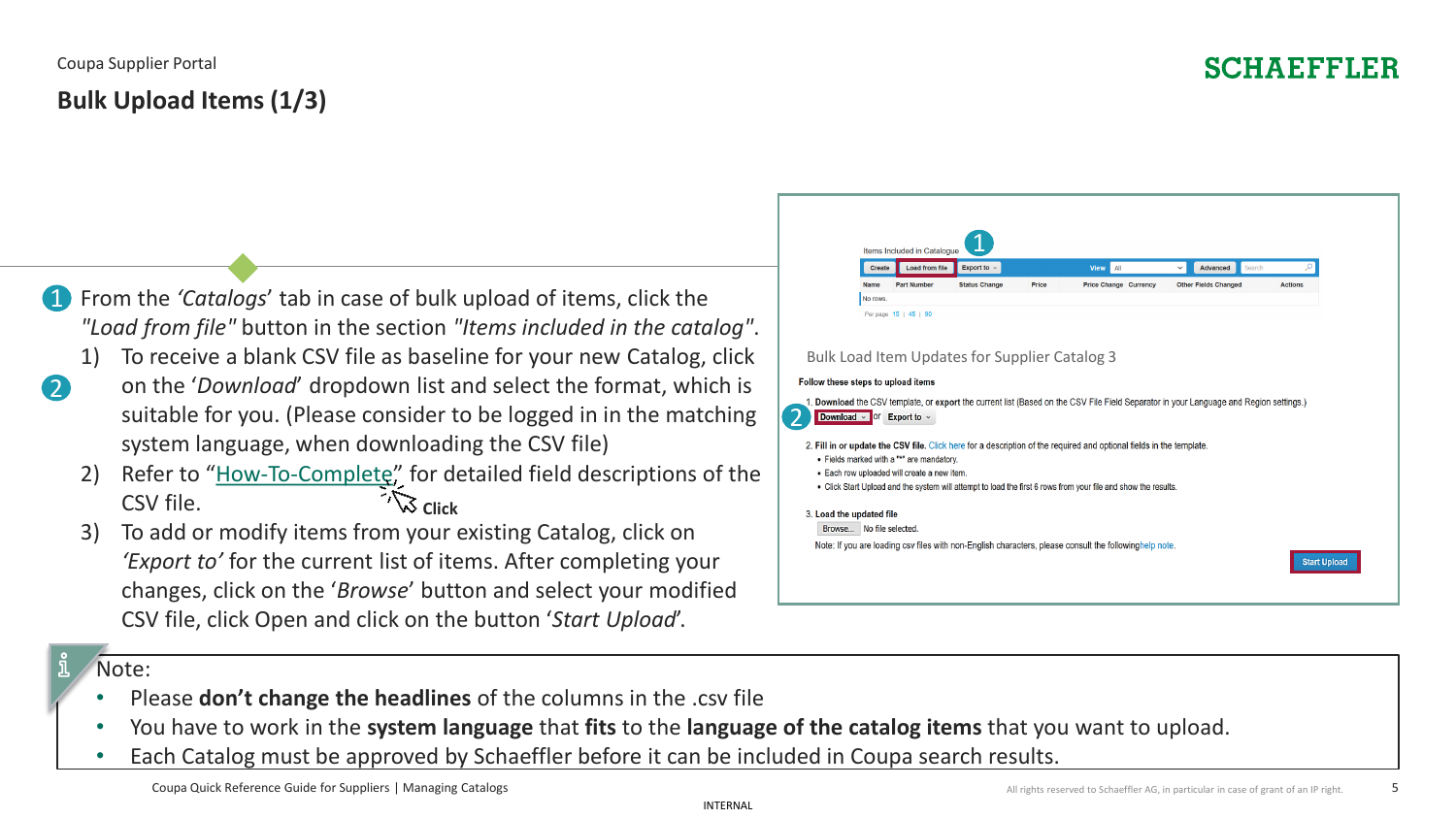Coupa Supplier Portal

# Bulk Upload Items (1/3)

1 From the *'Catalogs'* tab in case of bulk upload of items, click the *"Load from file"* button in the section *"Items included in the catalog"*.

1) To receive a blank CSV file as baseline for your new Catalog, click on the *'Download'* dropdown list and select the format, which is suitable for you. (Please consider to be logged in in the matching system language, when downloading the CSV file)
2) Refer to "How-To-Complete" for detailed field descriptions of the CSV file.
3) To add or modify items from your existing Catalog, click on *'Export to'* for the current list of items. After completing your changes, click on the *'Browse'* button and select your modified CSV file, click Open and click on the button *'Start Upload'*.

Click

Items Included in Catalogue

Create | Load from file | Export to | View All | Advanced | Search

| Name | Part Number | Status Change | Price | Price Change | Currency | Other Fields Changed | Actions |
|---|---|---|---|---|---|---|---|
| No rows. | | | | | | | |

Per page 15 | 45 | 90

Bulk Load Item Updates for Supplier Catalog 3

**Follow these steps to upload items**

1. **Download** the CSV template, or **export** the current list (Based on the CSV File Field Separator in your Language and Region settings.)
   Download or Export to
2. **Fill in or update the CSV file.** Click here for a description of the required and optional fields in the template.
   - Fields marked with a "*" are mandatory.
   - Each row uploaded will create a new item.
   - Click Start Upload and the system will attempt to load the first 6 rows from your file and show the results.
3. **Load the updated file**
   Browse... No file selected.
   Note: If you are loading csv files with non-English characters, please consult the following help note.

Start Upload

Note:

- Please **don't change the headlines** of the columns in the .csv file
- You have to work in the **system language** that **fits** to the **language of the catalog items** that you want to upload.
- Each Catalog must be approved by Schaeffler before it can be included in Coupa search results.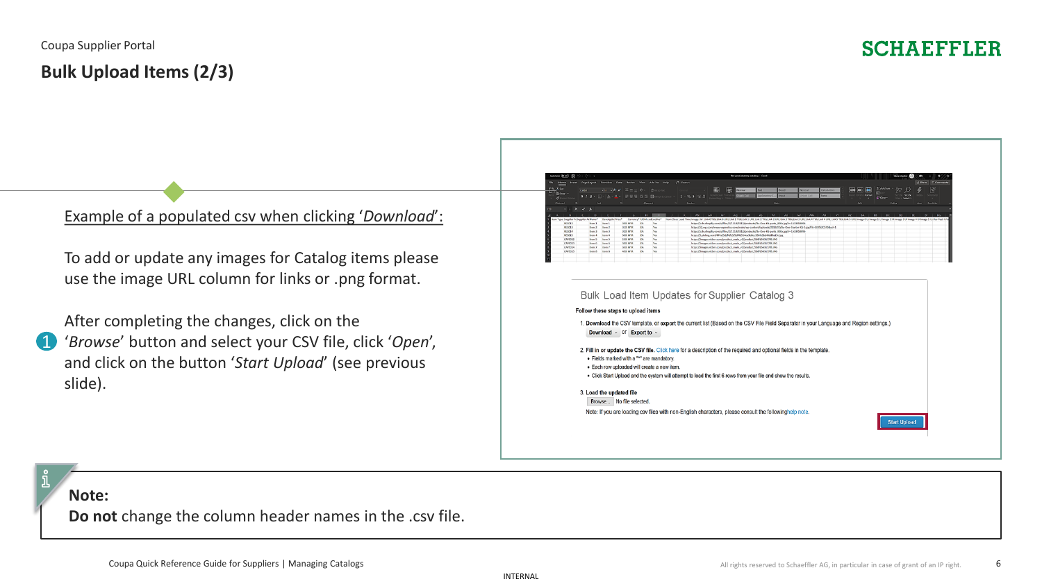Coupa Supplier Portal

# Bulk Upload Items (2/3)

Example of a populated csv when clicking '*Download*':

To add or update any images for Catalog items please use the image URL column for links or .png format.

1. After completing the changes, click on the '*Browse*' button and select your CSV file, click '*Open*', and click on the button '*Start Upload*' (see previous slide).

Bulk Load Item Updates for Supplier Catalog 3

**Follow these steps to upload items**

1. Download the CSV template, or export the current list (Based on the CSV File Field Separator in your Language and Region settings.)

   Download or Export to

2. Fill in or update the CSV file. Click here for a description of the required and optional fields in the template.
   - Fields marked with a "*" are mandatory.
   - Each row uploaded will create a new item.
   - Click Start Upload and the system will attempt to load the first 6 rows from your file and show the results.

3. Load the updated file

   Browse... No file selected.

   Note: If you are loading csv files with non-English characters, please consult the following help note.

Start Upload

**Note:**
**Do not** change the column header names in the .csv file.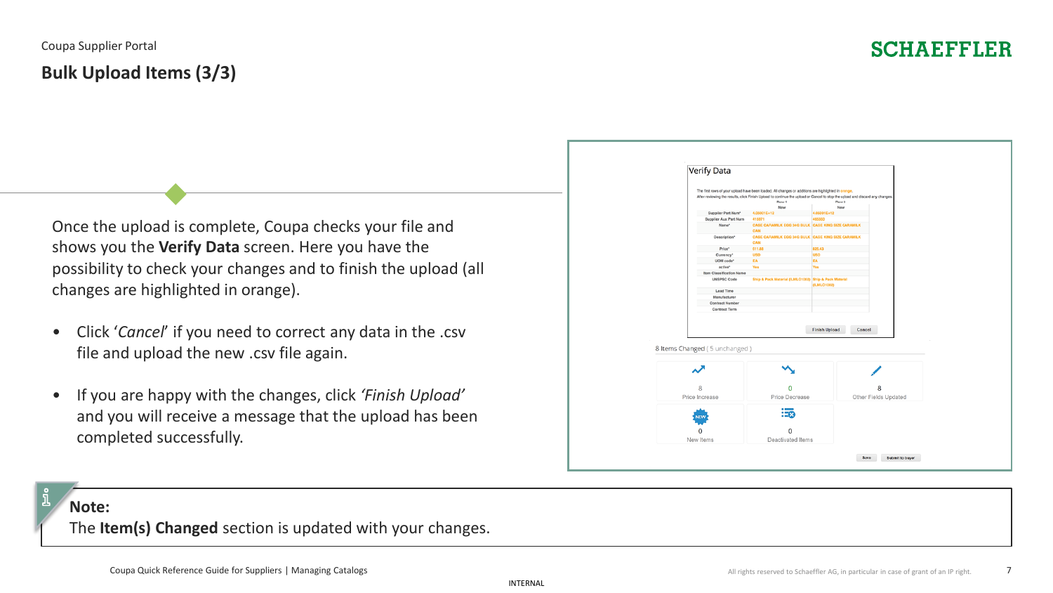Coupa Supplier Portal

## Bulk Upload Items (3/3)

Once the upload is complete, Coupa checks your file and shows you the **Verify Data** screen. Here you have the possibility to check your changes and to finish the upload (all changes are highlighted in orange).

- Click '*Cancel*' if you need to correct any data in the .csv file and upload the new .csv file again.
- If you are happy with the changes, click *'Finish Upload'* and you will receive a message that the upload has been completed successfully.

**Note:**
The **Item(s) Changed** section is updated with your changes.

Coupa Quick Reference Guide for Suppliers | Managing Catalogs

INTERNAL

All rights reserved to Schaeffler AG, in particular in case of grant of an IP right.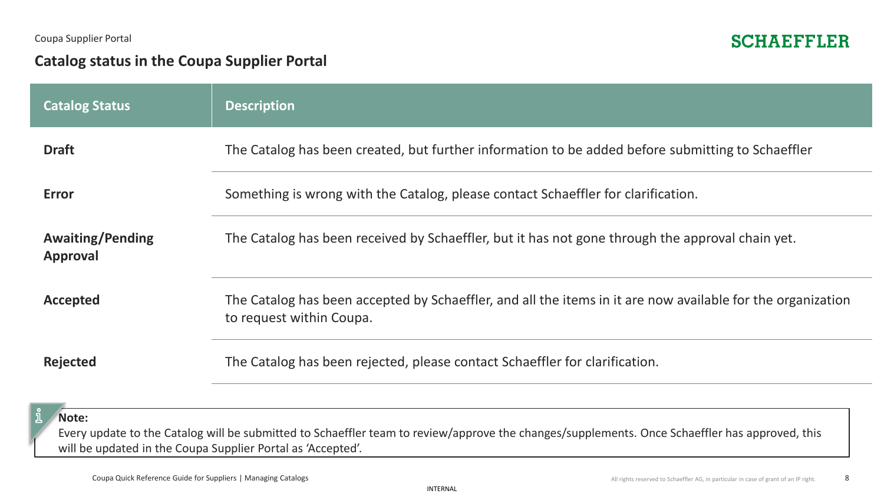Coupa Supplier Portal

## Catalog status in the Coupa Supplier Portal

| Catalog Status | Description |
| --- | --- |
| **Draft** | The Catalog has been created, but further information to be added before submitting to Schaeffler |
| **Error** | Something is wrong with the Catalog, please contact Schaeffler for clarification. |
| **Awaiting/Pending Approval** | The Catalog has been received by Schaeffler, but it has not gone through the approval chain yet. |
| **Accepted** | The Catalog has been accepted by Schaeffler, and all the items in it are now available for the organization to request within Coupa. |
| **Rejected** | The Catalog has been rejected, please contact Schaeffler for clarification. |

**Note:**
Every update to the Catalog will be submitted to Schaeffler team to review/approve the changes/supplements. Once Schaeffler has approved, this will be updated in the Coupa Supplier Portal as 'Accepted'.